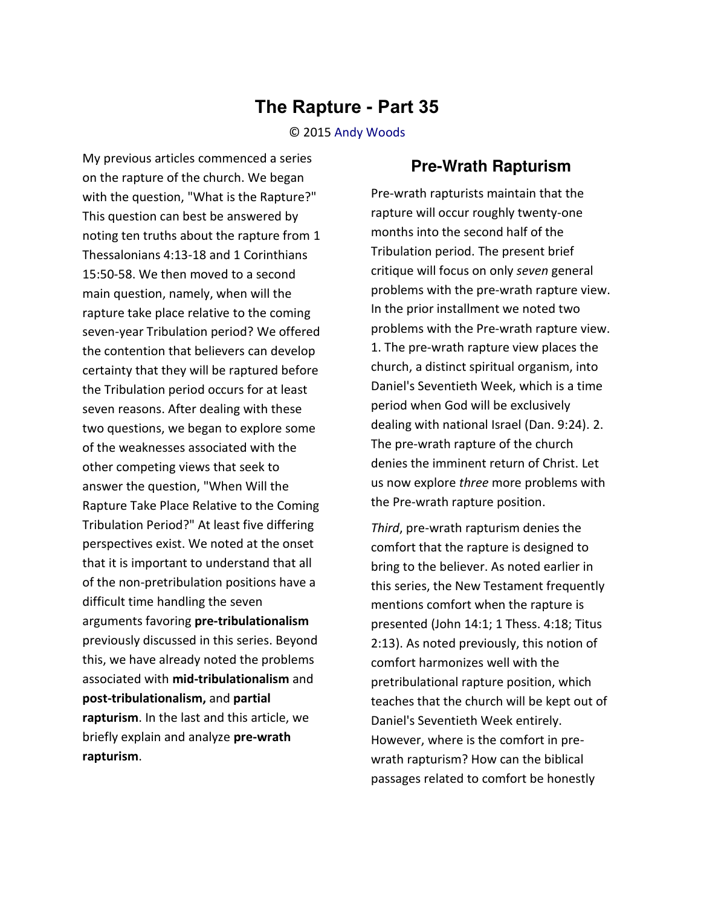# The Rapture - Part 35

© 2015 Andy Woods

My previous articles commenced a series on the rapture of the church. We began with the question, "What is the Rapture?" This question can best be answered by noting ten truths about the rapture from 1 Thessalonians 4:13-18 and 1 Corinthians 15:50-58. We then moved to a second main question, namely, when will the rapture take place relative to the coming seven-year Tribulation period? We offered the contention that believers can develop certainty that they will be raptured before the Tribulation period occurs for at least seven reasons. After dealing with these two questions, we began to explore some of the weaknesses associated with the other competing views that seek to answer the question, "When Will the Rapture Take Place Relative to the Coming Tribulation Period?" At least five differing perspectives exist. We noted at the onset that it is important to understand that all of the non-pretribulation positions have a difficult time handling the seven arguments favoring **pre-tribulationalism** previously discussed in this series. Beyond this, we have already noted the problems associated with **mid-tribulationalism** and **post-tribulationalism,** and **partial rapturism**. In the last and this article, we briefly explain and analyze **pre-wrath rapturism**.

## Pre-Wrath Rapturism

Pre-wrath rapturists maintain that the rapture will occur roughly twenty-one months into the second half of the Tribulation period. The present brief critique will focus on only *seven* general problems with the pre-wrath rapture view. In the prior installment we noted two problems with the Pre-wrath rapture view. 1. The pre-wrath rapture view places the church, a distinct spiritual organism, into Daniel's Seventieth Week, which is a time period when God will be exclusively dealing with national Israel (Dan. 9:24). 2. The pre-wrath rapture of the church denies the imminent return of Christ. Let us now explore *three* more problems with the Pre-wrath rapture position.

*Third*, pre-wrath rapturism denies the comfort that the rapture is designed to bring to the believer. As noted earlier in this series, the New Testament frequently mentions comfort when the rapture is presented (John 14:1; 1 Thess. 4:18; Titus 2:13). As noted previously, this notion of comfort harmonizes well with the pretribulational rapture position, which teaches that the church will be kept out of Daniel's Seventieth Week entirely. However, where is the comfort in pre-wrath rapturism? How can the biblical passages related to comfort be honestly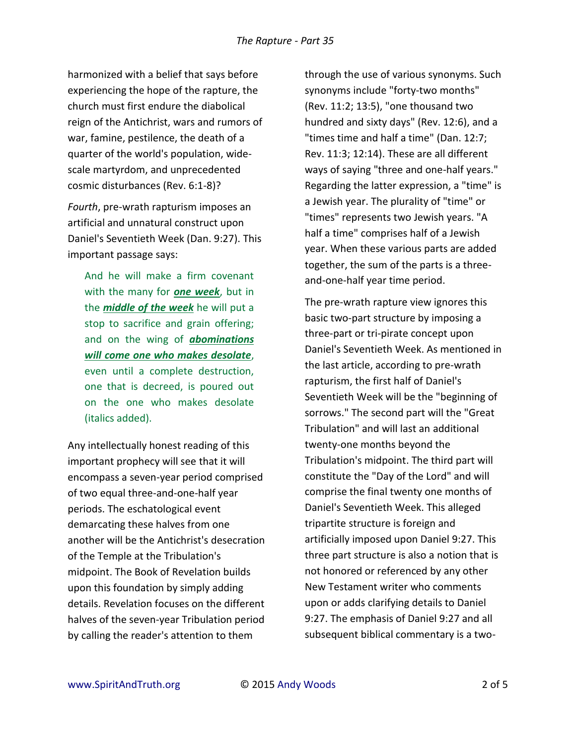harmonized with a belief that says before experiencing the hope of the rapture, the church must first endure the diabolical reign of the Antichrist, wars and rumors of war, famine, pestilence, the death of a quarter of the world's population, wide-scale martyrdom, and unprecedented cosmic disturbances (Rev. 6:1-8)?

*Fourth*, pre-wrath rapturism imposes an artificial and unnatural construct upon Daniel's Seventieth Week (Dan. 9:27). This important passage says:

> And he will make a firm covenant with the many for ***one week***, but in the ***middle of the week*** he will put a stop to sacrifice and grain offering; and on the wing of ***abominations will come one who makes desolate***, even until a complete destruction, one that is decreed, is poured out on the one who makes desolate (italics added).

Any intellectually honest reading of this important prophecy will see that it will encompass a seven-year period comprised of two equal three-and-one-half year periods. The eschatological event demarcating these halves from one another will be the Antichrist's desecration of the Temple at the Tribulation's midpoint. The Book of Revelation builds upon this foundation by simply adding details. Revelation focuses on the different halves of the seven-year Tribulation period by calling the reader's attention to them through the use of various synonyms. Such synonyms include "forty-two months" (Rev. 11:2; 13:5), "one thousand two hundred and sixty days" (Rev. 12:6), and a "times time and half a time" (Dan. 12:7; Rev. 11:3; 12:14). These are all different ways of saying "three and one-half years." Regarding the latter expression, a "time" is a Jewish year. The plurality of "time" or "times" represents two Jewish years. "A half a time" comprises half of a Jewish year. When these various parts are added together, the sum of the parts is a three-and-one-half year time period.

The pre-wrath rapture view ignores this basic two-part structure by imposing a three-part or tri-pirate concept upon Daniel's Seventieth Week. As mentioned in the last article, according to pre-wrath rapturism, the first half of Daniel's Seventieth Week will be the "beginning of sorrows." The second part will the "Great Tribulation" and will last an additional twenty-one months beyond the Tribulation's midpoint. The third part will constitute the "Day of the Lord" and will comprise the final twenty one months of Daniel's Seventieth Week. This alleged tripartite structure is foreign and artificially imposed upon Daniel 9:27. This three part structure is also a notion that is not honored or referenced by any other New Testament writer who comments upon or adds clarifying details to Daniel 9:27. The emphasis of Daniel 9:27 and all subsequent biblical commentary is a two-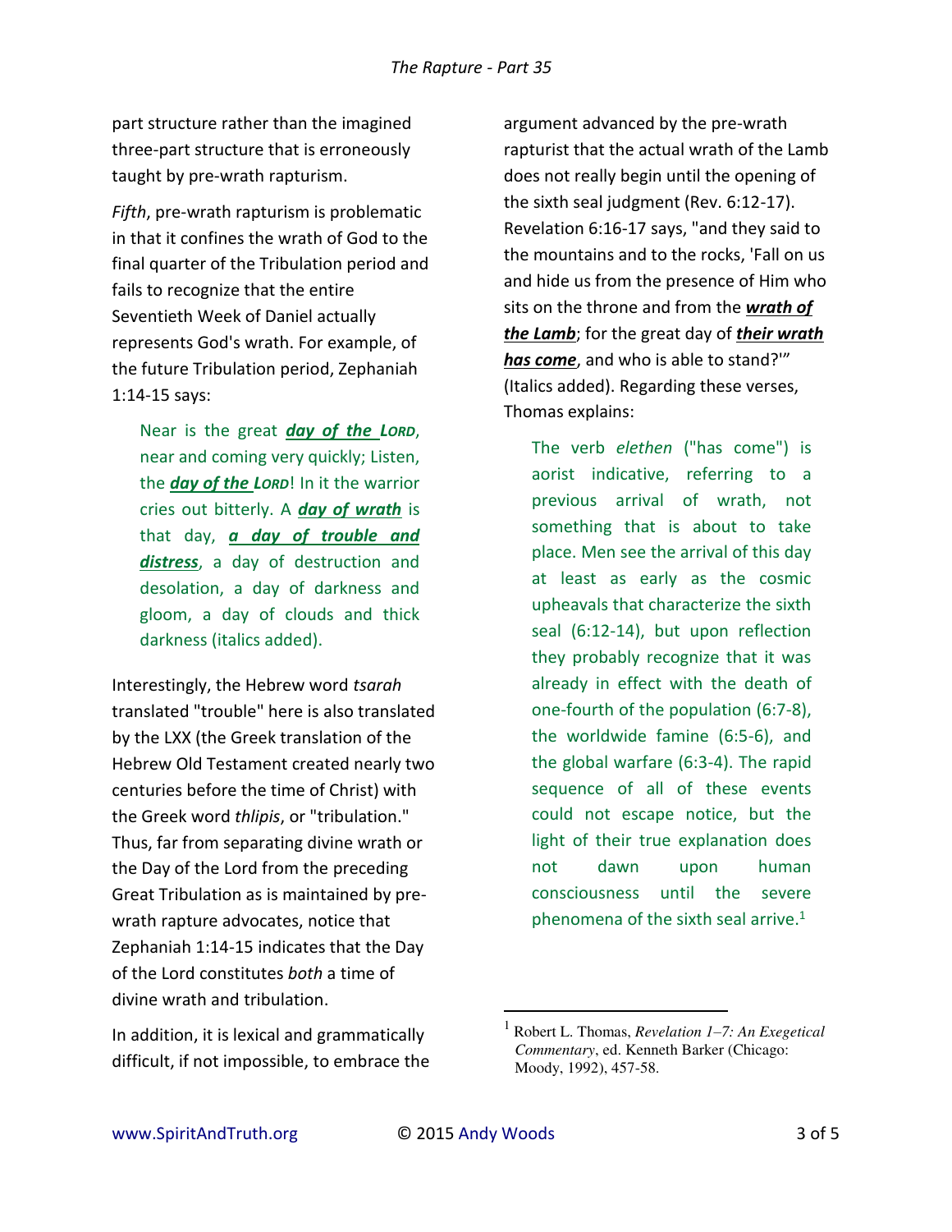part structure rather than the imagined three-part structure that is erroneously taught by pre-wrath rapturism.

*Fifth*, pre-wrath rapturism is problematic in that it confines the wrath of God to the final quarter of the Tribulation period and fails to recognize that the entire Seventieth Week of Daniel actually represents God's wrath. For example, of the future Tribulation period, Zephaniah 1:14-15 says:

> Near is the great ***day of the LORD***, near and coming very quickly; Listen, the ***day of the LORD***! In it the warrior cries out bitterly. A ***day of wrath*** is that day, ***a day of trouble and distress***, a day of destruction and desolation, a day of darkness and gloom, a day of clouds and thick darkness (italics added).

Interestingly, the Hebrew word *tsarah* translated "trouble" here is also translated by the LXX (the Greek translation of the Hebrew Old Testament created nearly two centuries before the time of Christ) with the Greek word *thlipis*, or "tribulation." Thus, far from separating divine wrath or the Day of the Lord from the preceding Great Tribulation as is maintained by pre-wrath rapture advocates, notice that Zephaniah 1:14-15 indicates that the Day of the Lord constitutes *both* a time of divine wrath and tribulation.

In addition, it is lexical and grammatically difficult, if not impossible, to embrace the argument advanced by the pre-wrath rapturist that the actual wrath of the Lamb does not really begin until the opening of the sixth seal judgment (Rev. 6:12-17). Revelation 6:16-17 says, "and they said to the mountains and to the rocks, 'Fall on us and hide us from the presence of Him who sits on the throne and from the ***wrath of the Lamb***; for the great day of ***their wrath has come***, and who is able to stand?'" (Italics added). Regarding these verses, Thomas explains:

> The verb *elethen* ("has come") is aorist indicative, referring to a previous arrival of wrath, not something that is about to take place. Men see the arrival of this day at least as early as the cosmic upheavals that characterize the sixth seal (6:12-14), but upon reflection they probably recognize that it was already in effect with the death of one-fourth of the population (6:7-8), the worldwide famine (6:5-6), and the global warfare (6:3-4). The rapid sequence of all of these events could not escape notice, but the light of their true explanation does not dawn upon human consciousness until the severe phenomena of the sixth seal arrive.[1]

---

[1] Robert L. Thomas, *Revelation 1–7: An Exegetical Commentary*, ed. Kenneth Barker (Chicago: Moody, 1992), 457-58.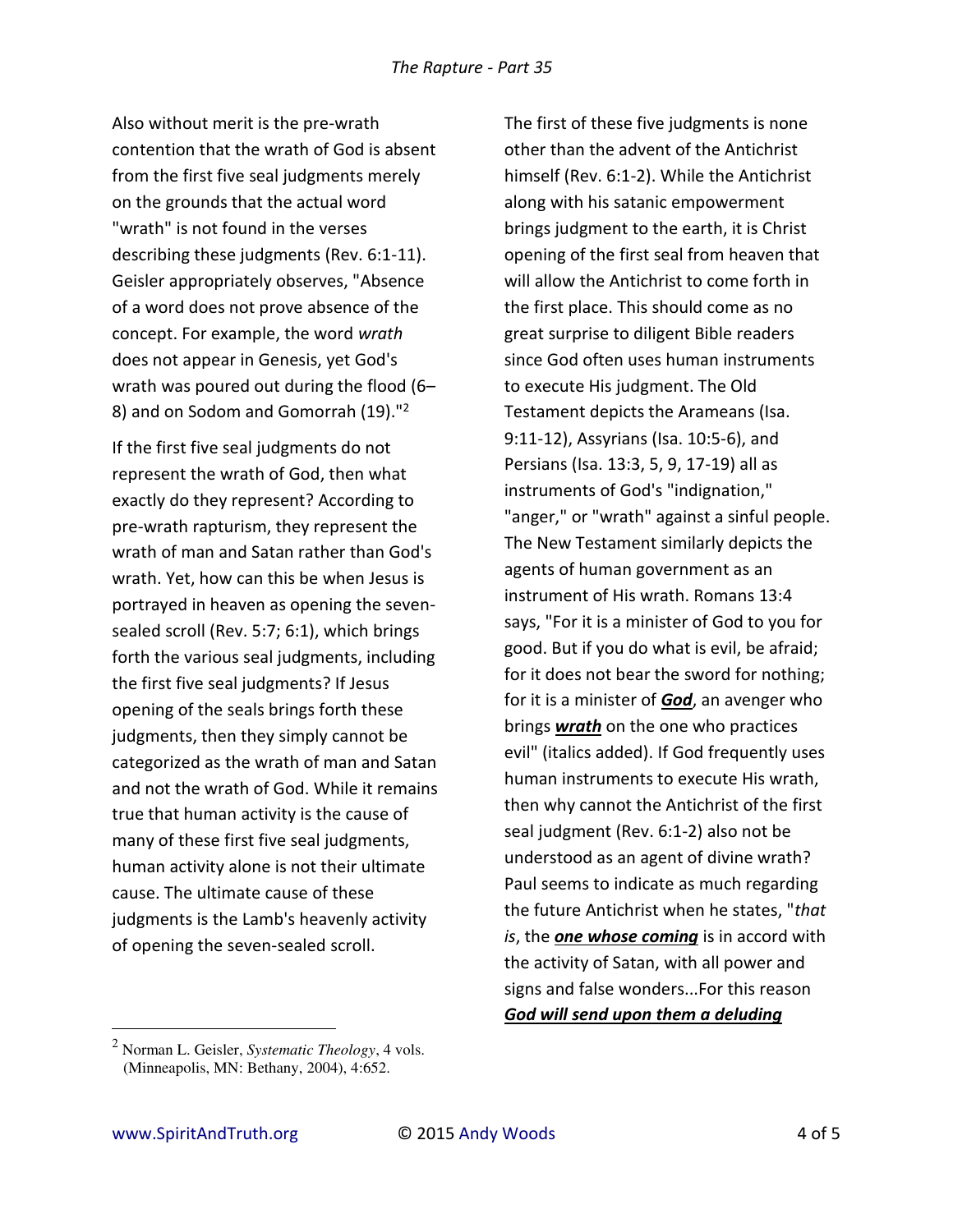Also without merit is the pre-wrath contention that the wrath of God is absent from the first five seal judgments merely on the grounds that the actual word "wrath" is not found in the verses describing these judgments (Rev. 6:1-11). Geisler appropriately observes, "Absence of a word does not prove absence of the concept. For example, the word *wrath* does not appear in Genesis, yet God's wrath was poured out during the flood (6–8) and on Sodom and Gomorrah (19)."[2]

If the first five seal judgments do not represent the wrath of God, then what exactly do they represent? According to pre-wrath rapturism, they represent the wrath of man and Satan rather than God's wrath. Yet, how can this be when Jesus is portrayed in heaven as opening the seven-sealed scroll (Rev. 5:7; 6:1), which brings forth the various seal judgments, including the first five seal judgments? If Jesus opening of the seals brings forth these judgments, then they simply cannot be categorized as the wrath of man and Satan and not the wrath of God. While it remains true that human activity is the cause of many of these first five seal judgments, human activity alone is not their ultimate cause. The ultimate cause of these judgments is the Lamb's heavenly activity of opening the seven-sealed scroll.

The first of these five judgments is none other than the advent of the Antichrist himself (Rev. 6:1-2). While the Antichrist along with his satanic empowerment brings judgment to the earth, it is Christ opening of the first seal from heaven that will allow the Antichrist to come forth in the first place. This should come as no great surprise to diligent Bible readers since God often uses human instruments to execute His judgment. The Old Testament depicts the Arameans (Isa. 9:11-12), Assyrians (Isa. 10:5-6), and Persians (Isa. 13:3, 5, 9, 17-19) all as instruments of God's "indignation," "anger," or "wrath" against a sinful people. The New Testament similarly depicts the agents of human government as an instrument of His wrath. Romans 13:4 says, "For it is a minister of God to you for good. But if you do what is evil, be afraid; for it does not bear the sword for nothing; for it is a minister of ***<u>God</u>***, an avenger who brings ***<u>wrath</u>*** on the one who practices evil" (italics added). If God frequently uses human instruments to execute His wrath, then why cannot the Antichrist of the first seal judgment (Rev. 6:1-2) also not be understood as an agent of divine wrath? Paul seems to indicate as much regarding the future Antichrist when he states, "*that is*, the ***<u>one whose coming</u>*** is in accord with the activity of Satan, with all power and signs and false wonders...For this reason ***<u>God will send upon them a deluding</u>***

---

[2] Norman L. Geisler, *Systematic Theology*, 4 vols. (Minneapolis, MN: Bethany, 2004), 4:652.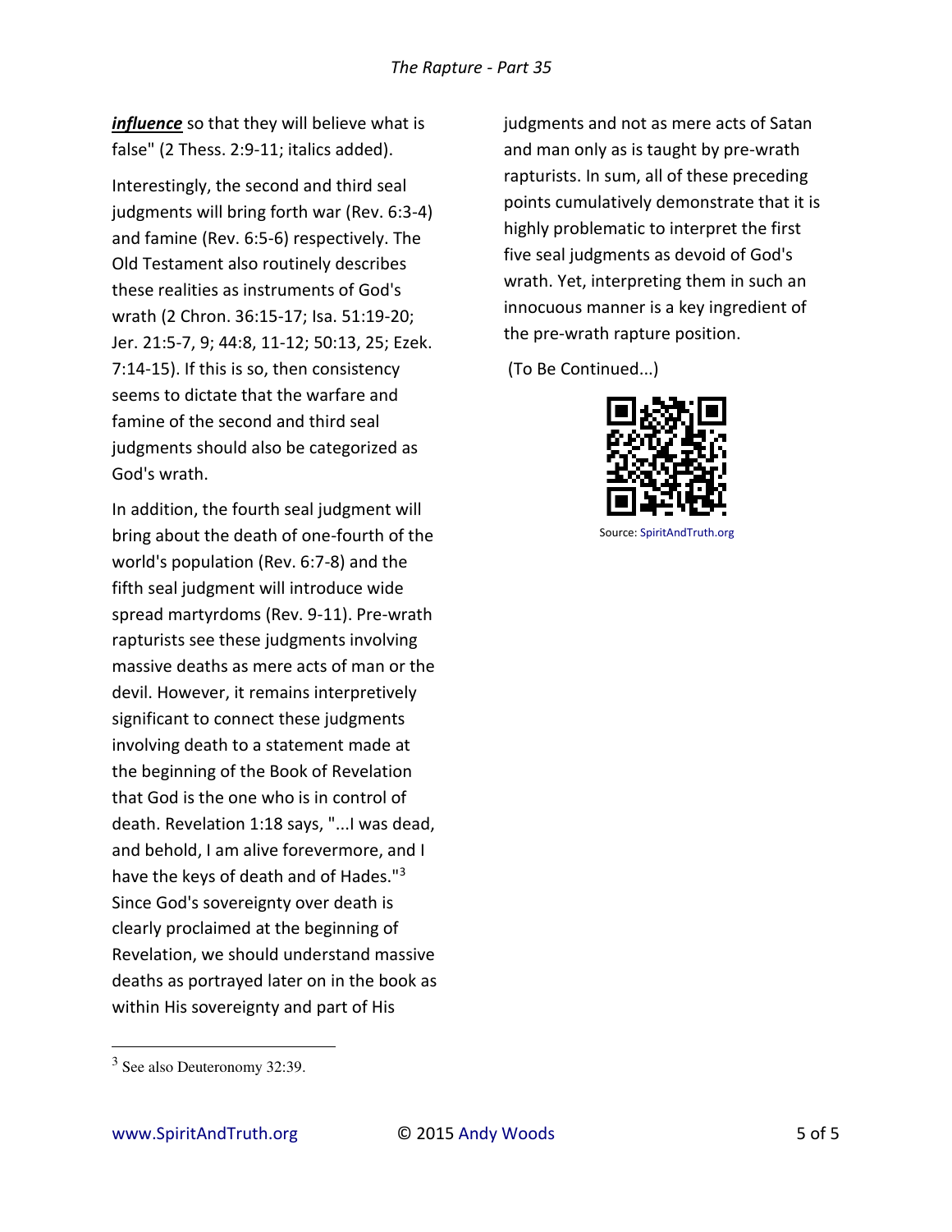***influence*** so that they will believe what is false" (2 Thess. 2:9-11; italics added).

Interestingly, the second and third seal judgments will bring forth war (Rev. 6:3-4) and famine (Rev. 6:5-6) respectively. The Old Testament also routinely describes these realities as instruments of God's wrath (2 Chron. 36:15-17; Isa. 51:19-20; Jer. 21:5-7, 9; 44:8, 11-12; 50:13, 25; Ezek. 7:14-15). If this is so, then consistency seems to dictate that the warfare and famine of the second and third seal judgments should also be categorized as God's wrath.

In addition, the fourth seal judgment will bring about the death of one-fourth of the world's population (Rev. 6:7-8) and the fifth seal judgment will introduce wide spread martyrdoms (Rev. 9-11). Pre-wrath rapturists see these judgments involving massive deaths as mere acts of man or the devil. However, it remains interpretively significant to connect these judgments involving death to a statement made at the beginning of the Book of Revelation that God is the one who is in control of death. Revelation 1:18 says, "...I was dead, and behold, I am alive forevermore, and I have the keys of death and of Hades."[3] Since God's sovereignty over death is clearly proclaimed at the beginning of Revelation, we should understand massive deaths as portrayed later on in the book as within His sovereignty and part of His judgments and not as mere acts of Satan and man only as is taught by pre-wrath rapturists. In sum, all of these preceding points cumulatively demonstrate that it is highly problematic to interpret the first five seal judgments as devoid of God's wrath. Yet, interpreting them in such an innocuous manner is a key ingredient of the pre-wrath rapture position.

(To Be Continued...)

Source: SpiritAndTruth.org

[3] See also Deuteronomy 32:39.